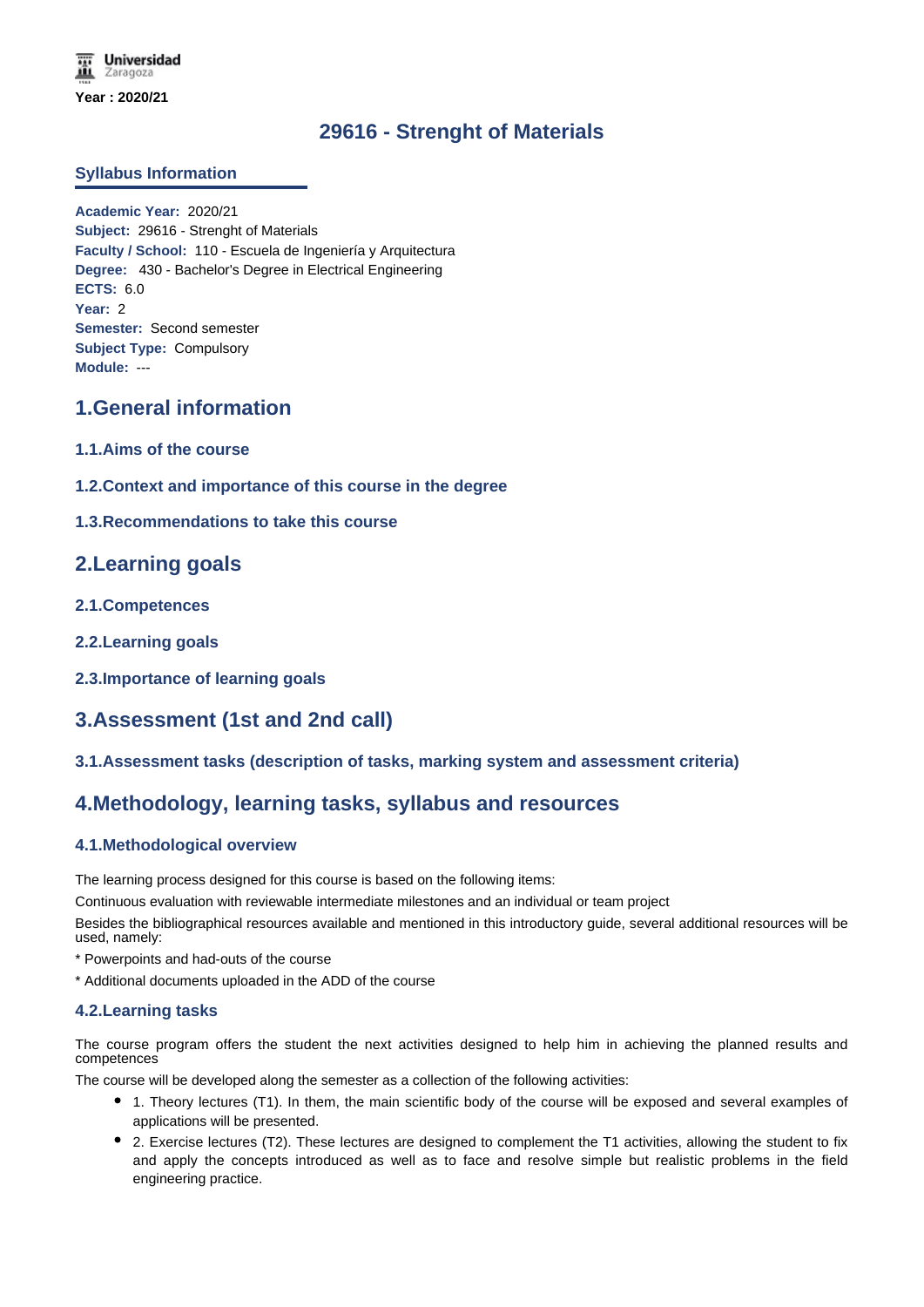Universidad Zaragoza

**Year : 2020/21**

# 29616 - Strenght of Materials

## Syllabus Information

**Academic Year:** 2020/21
**Subject:** 29616 - Strenght of Materials
**Faculty / School:** 110 - Escuela de Ingeniería y Arquitectura
**Degree:** 430 - Bachelor's Degree in Electrical Engineering
**ECTS:** 6.0
**Year:** 2
**Semester:** Second semester
**Subject Type:** Compulsory
**Module:** ---

## 1.General information

### 1.1.Aims of the course

### 1.2.Context and importance of this course in the degree

### 1.3.Recommendations to take this course

## 2.Learning goals

### 2.1.Competences

### 2.2.Learning goals

### 2.3.Importance of learning goals

## 3.Assessment (1st and 2nd call)

### 3.1.Assessment tasks (description of tasks, marking system and assessment criteria)

## 4.Methodology, learning tasks, syllabus and resources

### 4.1.Methodological overview

The learning process designed for this course is based on the following items:

Continuous evaluation with reviewable intermediate milestones and an individual or team project

Besides the bibliographical resources available and mentioned in this introductory guide, several additional resources will be used, namely:

* Powerpoints and had-outs of the course

* Additional documents uploaded in the ADD of the course

### 4.2.Learning tasks

The course program offers the student the next activities designed to help him in achieving the planned results and competences

The course will be developed along the semester as a collection of the following activities:

- 1. Theory lectures (T1). In them, the main scientific body of the course will be exposed and several examples of applications will be presented.
- 2. Exercise lectures (T2). These lectures are designed to complement the T1 activities, allowing the student to fix and apply the concepts introduced as well as to face and resolve simple but realistic problems in the field engineering practice.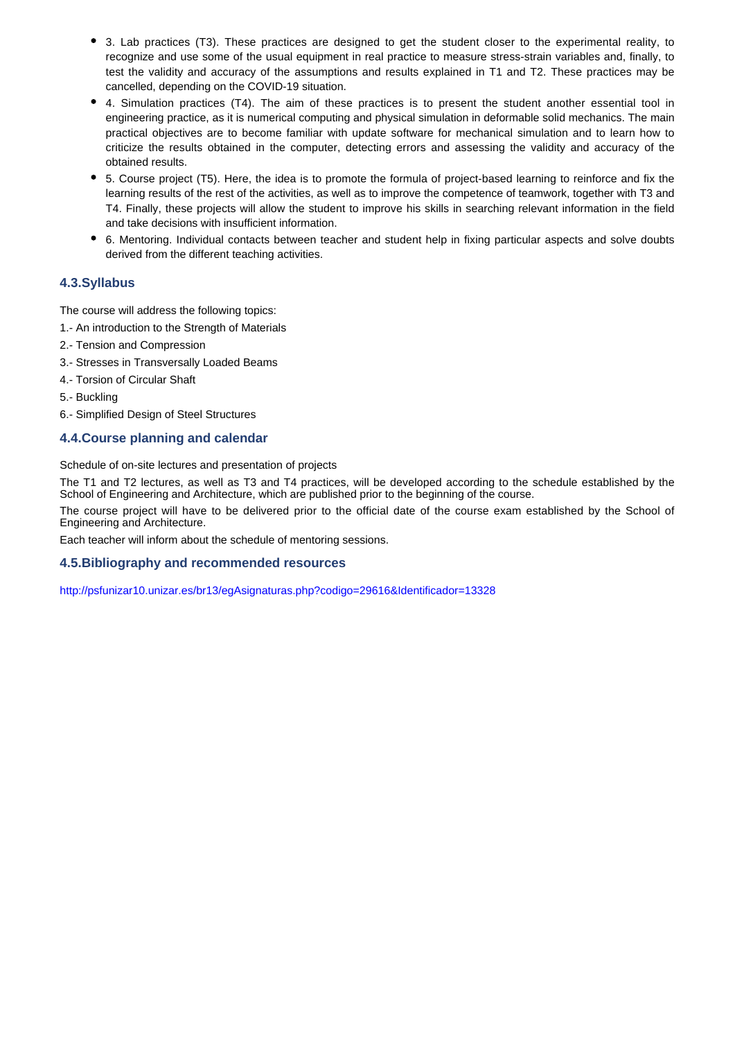- 3. Lab practices (T3). These practices are designed to get the student closer to the experimental reality, to recognize and use some of the usual equipment in real practice to measure stress-strain variables and, finally, to test the validity and accuracy of the assumptions and results explained in T1 and T2. These practices may be cancelled, depending on the COVID-19 situation.
- 4. Simulation practices (T4). The aim of these practices is to present the student another essential tool in engineering practice, as it is numerical computing and physical simulation in deformable solid mechanics. The main practical objectives are to become familiar with update software for mechanical simulation and to learn how to criticize the results obtained in the computer, detecting errors and assessing the validity and accuracy of the obtained results.
- 5. Course project (T5). Here, the idea is to promote the formula of project-based learning to reinforce and fix the learning results of the rest of the activities, as well as to improve the competence of teamwork, together with T3 and T4. Finally, these projects will allow the student to improve his skills in searching relevant information in the field and take decisions with insufficient information.
- 6. Mentoring. Individual contacts between teacher and student help in fixing particular aspects and solve doubts derived from the different teaching activities.

### 4.3.Syllabus

The course will address the following topics:

1.- An introduction to the Strength of Materials

2.- Tension and Compression

3.- Stresses in Transversally Loaded Beams

4.- Torsion of Circular Shaft

5.- Buckling

6.- Simplified Design of Steel Structures

### 4.4.Course planning and calendar

Schedule of on-site lectures and presentation of projects

The T1 and T2 lectures, as well as T3 and T4 practices, will be developed according to the schedule established by the School of Engineering and Architecture, which are published prior to the beginning of the course.

The course project will have to be delivered prior to the official date of the course exam established by the School of Engineering and Architecture.

Each teacher will inform about the schedule of mentoring sessions.

### 4.5.Bibliography and recommended resources

http://psfunizar10.unizar.es/br13/egAsignaturas.php?codigo=29616&Identificador=13328